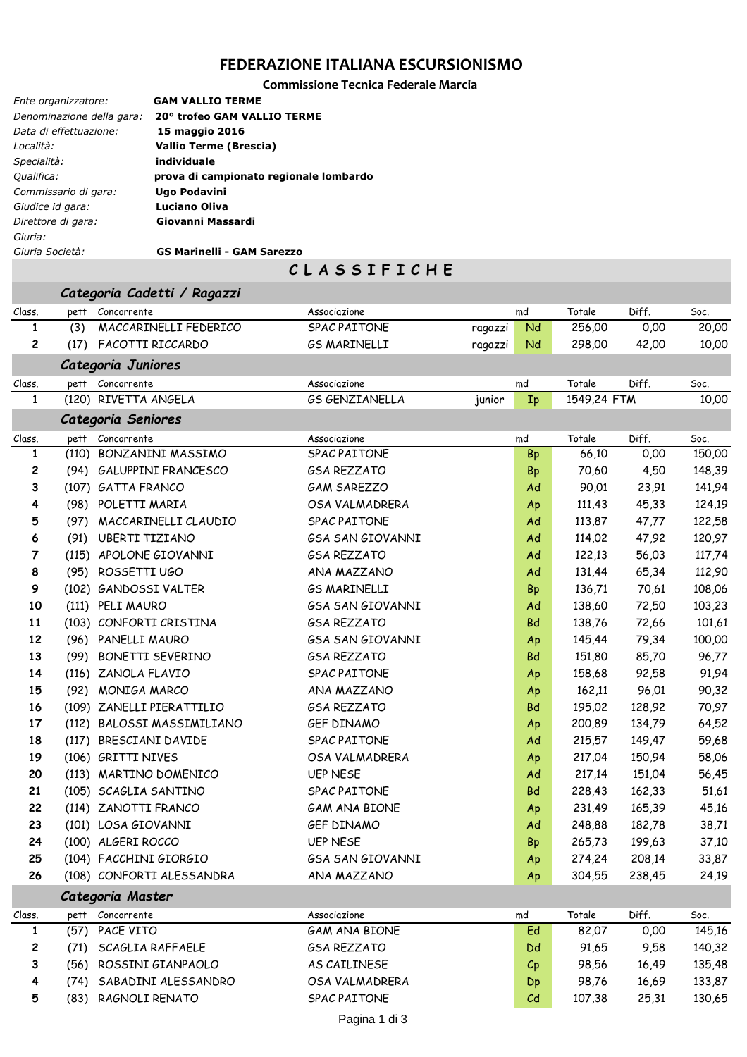# FEDERAZIONE ITALIANA ESCURSIONISMO

## Commissione Tecnica Federale Marcia

| | |
|---|---|
| *Ente organizzatore:* | **GAM VALLIO TERME** |
| *Denominazione della gara:* | **20° trofeo GAM VALLIO TERME** |
| *Data di effettuazione:* | **15 maggio 2016** |
| *Località:* | **Vallio Terme (Brescia)** |
| *Specialità:* | **individuale** |
| *Qualifica:* | **prova di campionato regionale lombardo** |
| *Commissario di gara:* | **Ugo Podavini** |
| *Giudice id gara:* | **Luciano Oliva** |
| *Direttore di gara:* | **Giovanni Massardi** |
| *Giuria:* | |
| *Giuria Società:* | **GS Marinelli - GAM Sarezzo** |

## C L A S S I F I C H E

### *Categoria Cadetti / Ragazzi*

| Class. | pett | Concorrente | Associazione | | md | Totale | Diff. | Soc. |
|---|---|---|---|---|---|---|---|---|
| 1 | (3) | MACCARINELLI FEDERICO | SPAC PAITONE | ragazzi | Nd | 256,00 | 0,00 | 20,00 |
| 2 | (17) | FACOTTI RICCARDO | GS MARINELLI | ragazzi | Nd | 298,00 | 42,00 | 10,00 |

### *Categoria Juniores*

| Class. | pett | Concorrente | Associazione | | md | Totale | Diff. | Soc. |
|---|---|---|---|---|---|---|---|---|
| 1 | (120) | RIVETTA ANGELA | GS GENZIANELLA | junior | Ip | 1549,24 FTM | | 10,00 |

### *Categoria Seniores*

| Class. | pett | Concorrente | Associazione | md | Totale | Diff. | Soc. |
|---|---|---|---|---|---|---|---|
| 1 | (110) | BONZANINI MASSIMO | SPAC PAITONE | Bp | 66,10 | 0,00 | 150,00 |
| 2 | (94) | GALUPPINI FRANCESCO | GSA REZZATO | Bp | 70,60 | 4,50 | 148,39 |
| 3 | (107) | GATTA FRANCO | GAM SAREZZO | Ad | 90,01 | 23,91 | 141,94 |
| 4 | (98) | POLETTI MARIA | OSA VALMADRERA | Ap | 111,43 | 45,33 | 124,19 |
| 5 | (97) | MACCARINELLI CLAUDIO | SPAC PAITONE | Ad | 113,87 | 47,77 | 122,58 |
| 6 | (91) | UBERTI TIZIANO | GSA SAN GIOVANNI | Ad | 114,02 | 47,92 | 120,97 |
| 7 | (115) | APOLONE GIOVANNI | GSA REZZATO | Ad | 122,13 | 56,03 | 117,74 |
| 8 | (95) | ROSSETTI UGO | ANA MAZZANO | Ad | 131,44 | 65,34 | 112,90 |
| 9 | (102) | GANDOSSI VALTER | GS MARINELLI | Bp | 136,71 | 70,61 | 108,06 |
| 10 | (111) | PELI MAURO | GSA SAN GIOVANNI | Ad | 138,60 | 72,50 | 103,23 |
| 11 | (103) | CONFORTI CRISTINA | GSA REZZATO | Bd | 138,76 | 72,66 | 101,61 |
| 12 | (96) | PANELLI MAURO | GSA SAN GIOVANNI | Ap | 145,44 | 79,34 | 100,00 |
| 13 | (99) | BONETTI SEVERINO | GSA REZZATO | Bd | 151,80 | 85,70 | 96,77 |
| 14 | (116) | ZANOLA FLAVIO | SPAC PAITONE | Ap | 158,68 | 92,58 | 91,94 |
| 15 | (92) | MONIGA MARCO | ANA MAZZANO | Ap | 162,11 | 96,01 | 90,32 |
| 16 | (109) | ZANELLI PIERATTILIO | GSA REZZATO | Bd | 195,02 | 128,92 | 70,97 |
| 17 | (112) | BALOSSI MASSIMILIANO | GEF DINAMO | Ap | 200,89 | 134,79 | 64,52 |
| 18 | (117) | BRESCIANI DAVIDE | SPAC PAITONE | Ad | 215,57 | 149,47 | 59,68 |
| 19 | (106) | GRITTI NIVES | OSA VALMADRERA | Ap | 217,04 | 150,94 | 58,06 |
| 20 | (113) | MARTINO DOMENICO | UEP NESE | Ad | 217,14 | 151,04 | 56,45 |
| 21 | (105) | SCAGLIA SANTINO | SPAC PAITONE | Bd | 228,43 | 162,33 | 51,61 |
| 22 | (114) | ZANOTTI FRANCO | GAM ANA BIONE | Ap | 231,49 | 165,39 | 45,16 |
| 23 | (101) | LOSA GIOVANNI | GEF DINAMO | Ad | 248,88 | 182,78 | 38,71 |
| 24 | (100) | ALGERI ROCCO | UEP NESE | Bp | 265,73 | 199,63 | 37,10 |
| 25 | (104) | FACCHINI GIORGIO | GSA SAN GIOVANNI | Ap | 274,24 | 208,14 | 33,87 |
| 26 | (108) | CONFORTI ALESSANDRA | ANA MAZZANO | Ap | 304,55 | 238,45 | 24,19 |

### *Categoria Master*

| Class. | pett | Concorrente | Associazione | md | Totale | Diff. | Soc. |
|---|---|---|---|---|---|---|---|
| 1 | (57) | PACE VITO | GAM ANA BIONE | Ed | 82,07 | 0,00 | 145,16 |
| 2 | (71) | SCAGLIA RAFFAELE | GSA REZZATO | Dd | 91,65 | 9,58 | 140,32 |
| 3 | (56) | ROSSINI GIANPAOLO | AS CAILINESE | Cp | 98,56 | 16,49 | 135,48 |
| 4 | (74) | SABADINI ALESSANDRO | OSA VALMADRERA | Dp | 98,76 | 16,69 | 133,87 |
| 5 | (83) | RAGNOLI RENATO | SPAC PAITONE | Cd | 107,38 | 25,31 | 130,65 |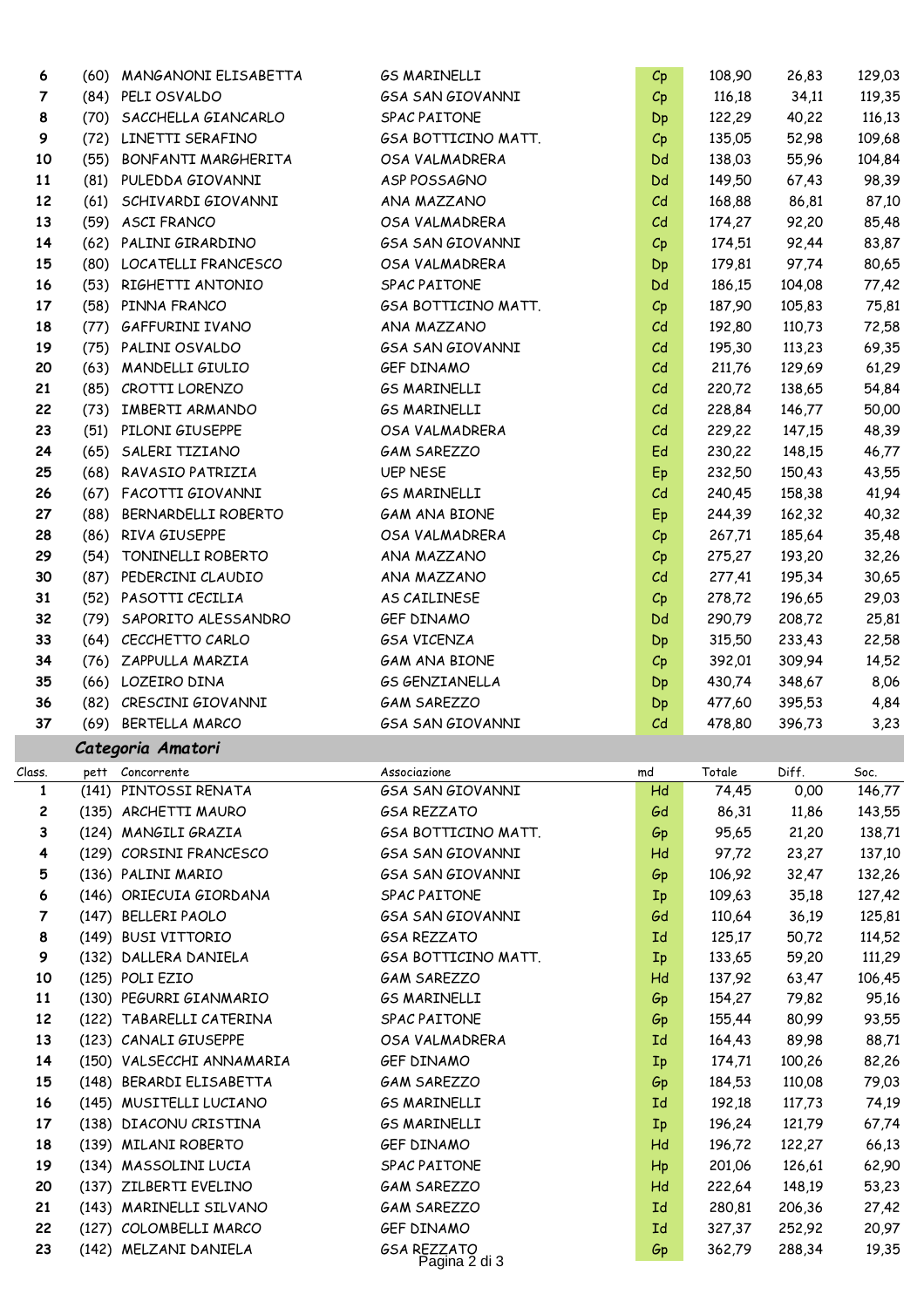| Class. | pett | Concorrente | Associazione | md | Totale | Diff. | Soc. |
|---|---|---|---|---|---|---|---|
| 6 | (60) | MANGANONI ELISABETTA | GS MARINELLI | Cp | 108,90 | 26,83 | 129,03 |
| 7 | (84) | PELI OSVALDO | GSA SAN GIOVANNI | Cp | 116,18 | 34,11 | 119,35 |
| 8 | (70) | SACCHELLA GIANCARLO | SPAC PAITONE | Dp | 122,29 | 40,22 | 116,13 |
| 9 | (72) | LINETTI SERAFINO | GSA BOTTICINO MATT. | Cp | 135,05 | 52,98 | 109,68 |
| 10 | (55) | BONFANTI MARGHERITA | OSA VALMADRERA | Dd | 138,03 | 55,96 | 104,84 |
| 11 | (81) | PULEDDA GIOVANNI | ASP POSSAGNO | Dd | 149,50 | 67,43 | 98,39 |
| 12 | (61) | SCHIVARDI GIOVANNI | ANA MAZZANO | Cd | 168,88 | 86,81 | 87,10 |
| 13 | (59) | ASCI FRANCO | OSA VALMADRERA | Cd | 174,27 | 92,20 | 85,48 |
| 14 | (62) | PALINI GIRARDINO | GSA SAN GIOVANNI | Cp | 174,51 | 92,44 | 83,87 |
| 15 | (80) | LOCATELLI FRANCESCO | OSA VALMADRERA | Dp | 179,81 | 97,74 | 80,65 |
| 16 | (53) | RIGHETTI ANTONIO | SPAC PAITONE | Dd | 186,15 | 104,08 | 77,42 |
| 17 | (58) | PINNA FRANCO | GSA BOTTICINO MATT. | Cp | 187,90 | 105,83 | 75,81 |
| 18 | (77) | GAFFURINI IVANO | ANA MAZZANO | Cd | 192,80 | 110,73 | 72,58 |
| 19 | (75) | PALINI OSVALDO | GSA SAN GIOVANNI | Cd | 195,30 | 113,23 | 69,35 |
| 20 | (63) | MANDELLI GIULIO | GEF DINAMO | Cd | 211,76 | 129,69 | 61,29 |
| 21 | (85) | CROTTI LORENZO | GS MARINELLI | Cd | 220,72 | 138,65 | 54,84 |
| 22 | (73) | IMBERTI ARMANDO | GS MARINELLI | Cd | 228,84 | 146,77 | 50,00 |
| 23 | (51) | PILONI GIUSEPPE | OSA VALMADRERA | Cd | 229,22 | 147,15 | 48,39 |
| 24 | (65) | SALERI TIZIANO | GAM SAREZZO | Ed | 230,22 | 148,15 | 46,77 |
| 25 | (68) | RAVASIO PATRIZIA | UEP NESE | Ep | 232,50 | 150,43 | 43,55 |
| 26 | (67) | FACOTTI GIOVANNI | GS MARINELLI | Cd | 240,45 | 158,38 | 41,94 |
| 27 | (88) | BERNARDELLI ROBERTO | GAM ANA BIONE | Ep | 244,39 | 162,32 | 40,32 |
| 28 | (86) | RIVA GIUSEPPE | OSA VALMADRERA | Cp | 267,71 | 185,64 | 35,48 |
| 29 | (54) | TONINELLI ROBERTO | ANA MAZZANO | Cp | 275,27 | 193,20 | 32,26 |
| 30 | (87) | PEDERCINI CLAUDIO | ANA MAZZANO | Cd | 277,41 | 195,34 | 30,65 |
| 31 | (52) | PASOTTI CECILIA | AS CAILINESE | Cp | 278,72 | 196,65 | 29,03 |
| 32 | (79) | SAPORITO ALESSANDRO | GEF DINAMO | Dd | 290,79 | 208,72 | 25,81 |
| 33 | (64) | CECCHETTO CARLO | GSA VICENZA | Dp | 315,50 | 233,43 | 22,58 |
| 34 | (76) | ZAPPULLA MARZIA | GAM ANA BIONE | Cp | 392,01 | 309,94 | 14,52 |
| 35 | (66) | LOZEIRO DINA | GS GENZIANELLA | Dp | 430,74 | 348,67 | 8,06 |
| 36 | (82) | CRESCINI GIOVANNI | GAM SAREZZO | Dp | 477,60 | 395,53 | 4,84 |
| 37 | (69) | BERTELLA MARCO | GSA SAN GIOVANNI | Cd | 478,80 | 396,73 | 3,23 |

### *Categoria Amatori*

| Class. | pett | Concorrente | Associazione | md | Totale | Diff. | Soc. |
|---|---|---|---|---|---|---|---|
| 1 | (141) | PINTOSSI RENATA | GSA SAN GIOVANNI | Hd | 74,45 | 0,00 | 146,77 |
| 2 | (135) | ARCHETTI MAURO | GSA REZZATO | Gd | 86,31 | 11,86 | 143,55 |
| 3 | (124) | MANGILI GRAZIA | GSA BOTTICINO MATT. | Gp | 95,65 | 21,20 | 138,71 |
| 4 | (129) | CORSINI FRANCESCO | GSA SAN GIOVANNI | Hd | 97,72 | 23,27 | 137,10 |
| 5 | (136) | PALINI MARIO | GSA SAN GIOVANNI | Gp | 106,92 | 32,47 | 132,26 |
| 6 | (146) | ORIECUIA GIORDANA | SPAC PAITONE | Ip | 109,63 | 35,18 | 127,42 |
| 7 | (147) | BELLERI PAOLO | GSA SAN GIOVANNI | Gd | 110,64 | 36,19 | 125,81 |
| 8 | (149) | BUSI VITTORIO | GSA REZZATO | Id | 125,17 | 50,72 | 114,52 |
| 9 | (132) | DALLERA DANIELA | GSA BOTTICINO MATT. | Ip | 133,65 | 59,20 | 111,29 |
| 10 | (125) | POLI EZIO | GAM SAREZZO | Hd | 137,92 | 63,47 | 106,45 |
| 11 | (130) | PEGURRI GIANMARIO | GS MARINELLI | Gp | 154,27 | 79,82 | 95,16 |
| 12 | (122) | TABARELLI CATERINA | SPAC PAITONE | Gp | 155,44 | 80,99 | 93,55 |
| 13 | (123) | CANALI GIUSEPPE | OSA VALMADRERA | Id | 164,43 | 89,98 | 88,71 |
| 14 | (150) | VALSECCHI ANNAMARIA | GEF DINAMO | Ip | 174,71 | 100,26 | 82,26 |
| 15 | (148) | BERARDI ELISABETTA | GAM SAREZZO | Gp | 184,53 | 110,08 | 79,03 |
| 16 | (145) | MUSITELLI LUCIANO | GS MARINELLI | Id | 192,18 | 117,73 | 74,19 |
| 17 | (138) | DIACONU CRISTINA | GS MARINELLI | Ip | 196,24 | 121,79 | 67,74 |
| 18 | (139) | MILANI ROBERTO | GEF DINAMO | Hd | 196,72 | 122,27 | 66,13 |
| 19 | (134) | MASSOLINI LUCIA | SPAC PAITONE | Hp | 201,06 | 126,61 | 62,90 |
| 20 | (137) | ZILBERTI EVELINO | GAM SAREZZO | Hd | 222,64 | 148,19 | 53,23 |
| 21 | (143) | MARINELLI SILVANO | GAM SAREZZO | Id | 280,81 | 206,36 | 27,42 |
| 22 | (127) | COLOMBELLI MARCO | GEF DINAMO | Id | 327,37 | 252,92 | 20,97 |
| 23 | (142) | MELZANI DANIELA | GSA REZZATO | Gp | 362,79 | 288,34 | 19,35 |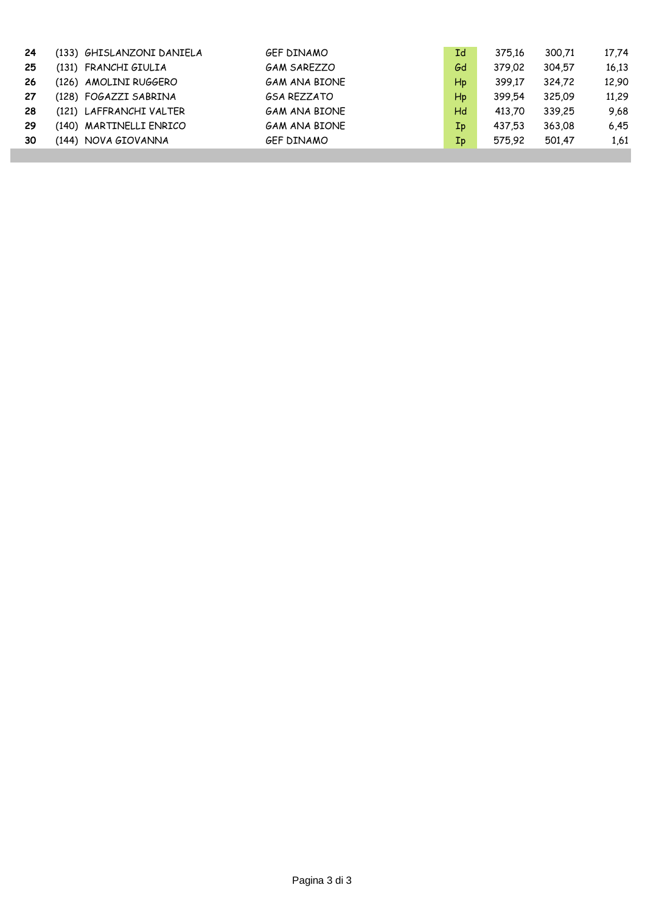| | | | | | | |
|---|---|---|---|---|---|---|
| **24** | (133) GHISLANZONI DANIELA | GEF DINAMO | Id | 375,16 | 300,71 | 17,74 |
| **25** | (131) FRANCHI GIULIA | GAM SAREZZO | Gd | 379,02 | 304,57 | 16,13 |
| **26** | (126) AMOLINI RUGGERO | GAM ANA BIONE | Hp | 399,17 | 324,72 | 12,90 |
| **27** | (128) FOGAZZI SABRINA | GSA REZZATO | Hp | 399,54 | 325,09 | 11,29 |
| **28** | (121) LAFFRANCHI VALTER | GAM ANA BIONE | Hd | 413,70 | 339,25 | 9,68 |
| **29** | (140) MARTINELLI ENRICO | GAM ANA BIONE | Ip | 437,53 | 363,08 | 6,45 |
| **30** | (144) NOVA GIOVANNA | GEF DINAMO | Ip | 575,92 | 501,47 | 1,61 |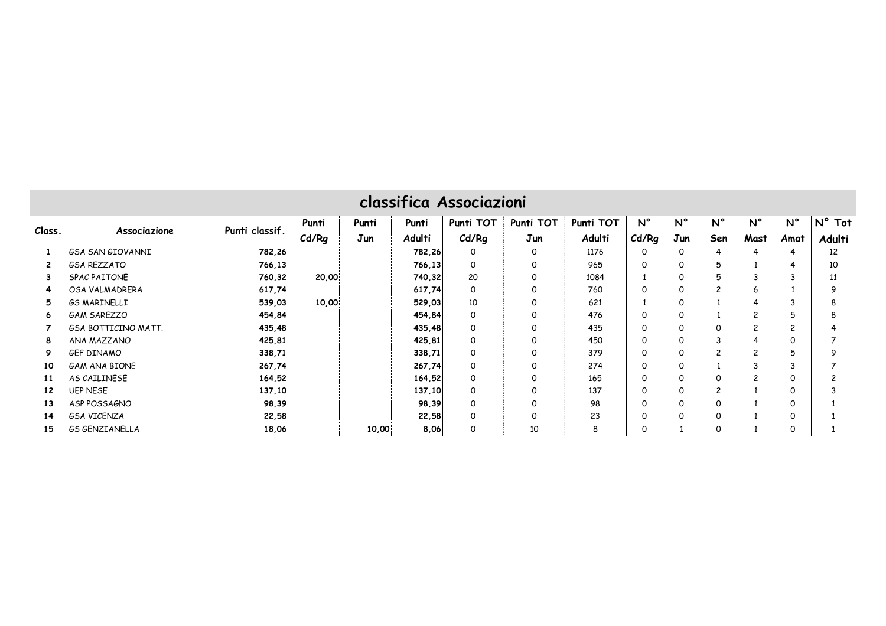# classifica Associazioni

| Class. | Associazione | Punti classif. | Punti Cd/Rg | Punti Jun | Punti Adulti | Punti TOT Cd/Rg | Punti TOT Jun | Punti TOT Adulti | N° Cd/Rg | N° Jun | N° Sen | N° Mast | N° Amat | N° Tot Adulti |
|---|---|---|---|---|---|---|---|---|---|---|---|---|---|---|
| 1 | GSA SAN GIOVANNI | 782,26 | | | 782,26 | 0 | 0 | 1176 | 0 | 0 | 4 | 4 | 4 | 12 |
| 2 | GSA REZZATO | 766,13 | | | 766,13 | 0 | 0 | 965 | 0 | 0 | 5 | 1 | 4 | 10 |
| 3 | SPAC PAITONE | 760,32 | 20,00 | | 740,32 | 20 | 0 | 1084 | 1 | 0 | 5 | 3 | 3 | 11 |
| 4 | OSA VALMADRERA | 617,74 | | | 617,74 | 0 | 0 | 760 | 0 | 0 | 2 | 6 | 1 | 9 |
| 5 | GS MARINELLI | 539,03 | 10,00 | | 529,03 | 10 | 0 | 621 | 1 | 0 | 1 | 4 | 3 | 8 |
| 6 | GAM SAREZZO | 454,84 | | | 454,84 | 0 | 0 | 476 | 0 | 0 | 1 | 2 | 5 | 8 |
| 7 | GSA BOTTICINO MATT. | 435,48 | | | 435,48 | 0 | 0 | 435 | 0 | 0 | 0 | 2 | 2 | 4 |
| 8 | ANA MAZZANO | 425,81 | | | 425,81 | 0 | 0 | 450 | 0 | 0 | 3 | 4 | 0 | 7 |
| 9 | GEF DINAMO | 338,71 | | | 338,71 | 0 | 0 | 379 | 0 | 0 | 2 | 2 | 5 | 9 |
| 10 | GAM ANA BIONE | 267,74 | | | 267,74 | 0 | 0 | 274 | 0 | 0 | 1 | 3 | 3 | 7 |
| 11 | AS CAILINESE | 164,52 | | | 164,52 | 0 | 0 | 165 | 0 | 0 | 0 | 2 | 0 | 2 |
| 12 | UEP NESE | 137,10 | | | 137,10 | 0 | 0 | 137 | 0 | 0 | 2 | 1 | 0 | 3 |
| 13 | ASP POSSAGNO | 98,39 | | | 98,39 | 0 | 0 | 98 | 0 | 0 | 0 | 1 | 0 | 1 |
| 14 | GSA VICENZA | 22,58 | | | 22,58 | 0 | 0 | 23 | 0 | 0 | 0 | 1 | 0 | 1 |
| 15 | GS GENZIANELLA | 18,06 | | 10,00 | 8,06 | 0 | 10 | 8 | 0 | 1 | 0 | 1 | 0 | 1 |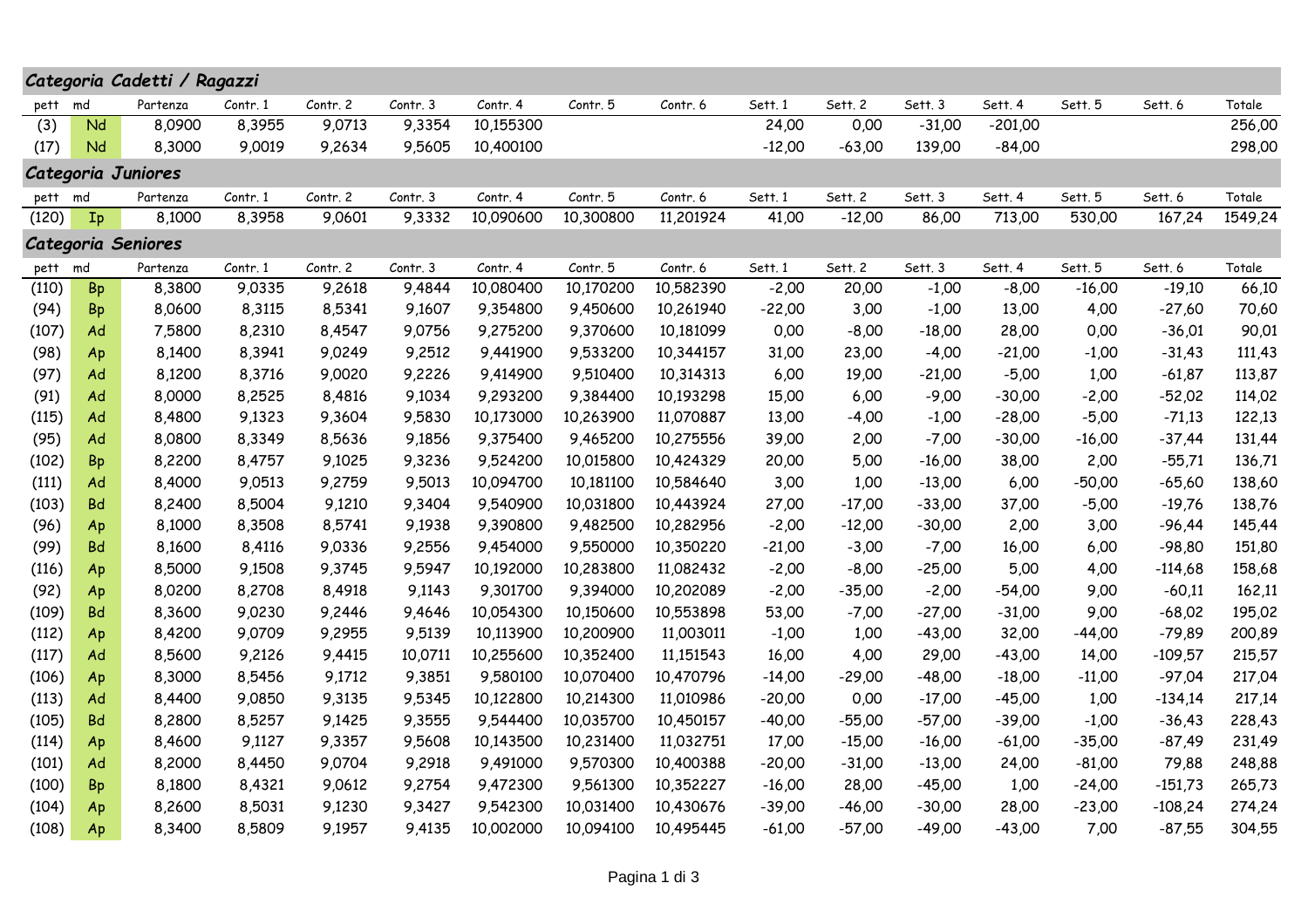### Categoria Cadetti / Ragazzi

| pett | md | Partenza | Contr. 1 | Contr. 2 | Contr. 3 | Contr. 4 | Contr. 5 | Contr. 6 | Sett. 1 | Sett. 2 | Sett. 3 | Sett. 4 | Sett. 5 | Sett. 6 | Totale |
|---|---|---|---|---|---|---|---|---|---|---|---|---|---|---|---|
| (3) | Nd | 8,0900 | 8,3955 | 9,0713 | 9,3354 | 10,155300 | | | 24,00 | 0,00 | -31,00 | -201,00 | | | 256,00 |
| (17) | Nd | 8,3000 | 9,0019 | 9,2634 | 9,5605 | 10,400100 | | | -12,00 | -63,00 | 139,00 | -84,00 | | | 298,00 |

### Categoria Juniores

| pett | md | Partenza | Contr. 1 | Contr. 2 | Contr. 3 | Contr. 4 | Contr. 5 | Contr. 6 | Sett. 1 | Sett. 2 | Sett. 3 | Sett. 4 | Sett. 5 | Sett. 6 | Totale |
|---|---|---|---|---|---|---|---|---|---|---|---|---|---|---|---|
| (120) | Ip | 8,1000 | 8,3958 | 9,0601 | 9,3332 | 10,090600 | 10,300800 | 11,201924 | 41,00 | -12,00 | 86,00 | 713,00 | 530,00 | 167,24 | 1549,24 |

### Categoria Seniores

| pett | md | Partenza | Contr. 1 | Contr. 2 | Contr. 3 | Contr. 4 | Contr. 5 | Contr. 6 | Sett. 1 | Sett. 2 | Sett. 3 | Sett. 4 | Sett. 5 | Sett. 6 | Totale |
|---|---|---|---|---|---|---|---|---|---|---|---|---|---|---|---|
| (110) | Bp | 8,3800 | 9,0335 | 9,2618 | 9,4844 | 10,080400 | 10,170200 | 10,582390 | -2,00 | 20,00 | -1,00 | -8,00 | -16,00 | -19,10 | 66,10 |
| (94) | Bp | 8,0600 | 8,3115 | 8,5341 | 9,1607 | 9,354800 | 9,450600 | 10,261940 | -22,00 | 3,00 | -1,00 | 13,00 | 4,00 | -27,60 | 70,60 |
| (107) | Ad | 7,5800 | 8,2310 | 8,4547 | 9,0756 | 9,275200 | 9,370600 | 10,181099 | 0,00 | -8,00 | -18,00 | 28,00 | 0,00 | -36,01 | 90,01 |
| (98) | Ap | 8,1400 | 8,3941 | 9,0249 | 9,2512 | 9,441900 | 9,533200 | 10,344157 | 31,00 | 23,00 | -4,00 | -21,00 | -1,00 | -31,43 | 111,43 |
| (97) | Ad | 8,1200 | 8,3716 | 9,0020 | 9,2226 | 9,414900 | 9,510400 | 10,314313 | 6,00 | 19,00 | -21,00 | -5,00 | 1,00 | -61,87 | 113,87 |
| (91) | Ad | 8,0000 | 8,2525 | 8,4816 | 9,1034 | 9,293200 | 9,384400 | 10,193298 | 15,00 | 6,00 | -9,00 | -30,00 | -2,00 | -52,02 | 114,02 |
| (115) | Ad | 8,4800 | 9,1323 | 9,3604 | 9,5830 | 10,173000 | 10,263900 | 11,070887 | 13,00 | -4,00 | -1,00 | -28,00 | -5,00 | -71,13 | 122,13 |
| (95) | Ad | 8,0800 | 8,3349 | 8,5636 | 9,1856 | 9,375400 | 9,465200 | 10,275556 | 39,00 | 2,00 | -7,00 | -30,00 | -16,00 | -37,44 | 131,44 |
| (102) | Bp | 8,2200 | 8,4757 | 9,1025 | 9,3236 | 9,524200 | 10,015800 | 10,424329 | 20,00 | 5,00 | -16,00 | 38,00 | 2,00 | -55,71 | 136,71 |
| (111) | Ad | 8,4000 | 9,0513 | 9,2759 | 9,5013 | 10,094700 | 10,181100 | 10,584640 | 3,00 | 1,00 | -13,00 | 6,00 | -50,00 | -65,60 | 138,60 |
| (103) | Bd | 8,2400 | 8,5004 | 9,1210 | 9,3404 | 9,540900 | 10,031800 | 10,443924 | 27,00 | -17,00 | -33,00 | 37,00 | -5,00 | -19,76 | 138,76 |
| (96) | Ap | 8,1000 | 8,3508 | 8,5741 | 9,1938 | 9,390800 | 9,482500 | 10,282956 | -2,00 | -12,00 | -30,00 | 2,00 | 3,00 | -96,44 | 145,44 |
| (99) | Bd | 8,1600 | 8,4116 | 9,0336 | 9,2556 | 9,454000 | 9,550000 | 10,350220 | -21,00 | -3,00 | -7,00 | 16,00 | 6,00 | -98,80 | 151,80 |
| (116) | Ap | 8,5000 | 9,1508 | 9,3745 | 9,5947 | 10,192000 | 10,283800 | 11,082432 | -2,00 | -8,00 | -25,00 | 5,00 | 4,00 | -114,68 | 158,68 |
| (92) | Ap | 8,0200 | 8,2708 | 8,4918 | 9,1143 | 9,301700 | 9,394000 | 10,202089 | -2,00 | -35,00 | -2,00 | -54,00 | 9,00 | -60,11 | 162,11 |
| (109) | Bd | 8,3600 | 9,0230 | 9,2446 | 9,4646 | 10,054300 | 10,150600 | 10,553898 | 53,00 | -7,00 | -27,00 | -31,00 | 9,00 | -68,02 | 195,02 |
| (112) | Ap | 8,4200 | 9,0709 | 9,2955 | 9,5139 | 10,113900 | 10,200900 | 11,003011 | -1,00 | 1,00 | -43,00 | 32,00 | -44,00 | -79,89 | 200,89 |
| (117) | Ad | 8,5600 | 9,2126 | 9,4415 | 10,0711 | 10,255600 | 10,352400 | 11,151543 | 16,00 | 4,00 | 29,00 | -43,00 | 14,00 | -109,57 | 215,57 |
| (106) | Ap | 8,3000 | 8,5456 | 9,1712 | 9,3851 | 9,580100 | 10,070400 | 10,470796 | -14,00 | -29,00 | -48,00 | -18,00 | -11,00 | -97,04 | 217,04 |
| (113) | Ad | 8,4400 | 9,0850 | 9,3135 | 9,5345 | 10,122800 | 10,214300 | 11,010986 | -20,00 | 0,00 | -17,00 | -45,00 | 1,00 | -134,14 | 217,14 |
| (105) | Bd | 8,2800 | 8,5257 | 9,1425 | 9,3555 | 9,544400 | 10,035700 | 10,450157 | -40,00 | -55,00 | -57,00 | -39,00 | -1,00 | -36,43 | 228,43 |
| (114) | Ap | 8,4600 | 9,1127 | 9,3357 | 9,5608 | 10,143500 | 10,231400 | 11,032751 | 17,00 | -15,00 | -16,00 | -61,00 | -35,00 | -87,49 | 231,49 |
| (101) | Ad | 8,2000 | 8,4450 | 9,0704 | 9,2918 | 9,491000 | 9,570300 | 10,400388 | -20,00 | -31,00 | -13,00 | 24,00 | -81,00 | 79,88 | 248,88 |
| (100) | Bp | 8,1800 | 8,4321 | 9,0612 | 9,2754 | 9,472300 | 9,561300 | 10,352227 | -16,00 | 28,00 | -45,00 | 1,00 | -24,00 | -151,73 | 265,73 |
| (104) | Ap | 8,2600 | 8,5031 | 9,1230 | 9,3427 | 9,542300 | 10,031400 | 10,430676 | -39,00 | -46,00 | -30,00 | 28,00 | -23,00 | -108,24 | 274,24 |
| (108) | Ap | 8,3400 | 8,5809 | 9,1957 | 9,4135 | 10,002000 | 10,094100 | 10,495445 | -61,00 | -57,00 | -49,00 | -43,00 | 7,00 | -87,55 | 304,55 |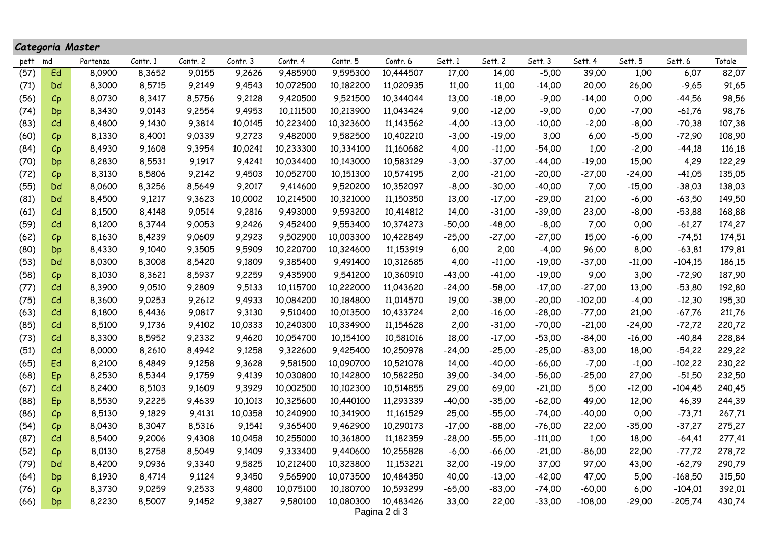## *Categoria Master*

| pett | md | Partenza | Contr. 1 | Contr. 2 | Contr. 3 | Contr. 4 | Contr. 5 | Contr. 6 | Sett. 1 | Sett. 2 | Sett. 3 | Sett. 4 | Sett. 5 | Sett. 6 | Totale |
|---|---|---|---|---|---|---|---|---|---|---|---|---|---|---|---|
| (57) | Ed | 8,0900 | 8,3652 | 9,0155 | 9,2626 | 9,485900 | 9,595300 | 10,444507 | 17,00 | 14,00 | -5,00 | 39,00 | 1,00 | 6,07 | 82,07 |
| (71) | Dd | 8,3000 | 8,5715 | 9,2149 | 9,4543 | 10,072500 | 10,182200 | 11,020935 | 11,00 | 11,00 | -14,00 | 20,00 | 26,00 | -9,65 | 91,65 |
| (56) | Cp | 8,0730 | 8,3417 | 8,5756 | 9,2128 | 9,420500 | 9,521500 | 10,344044 | 13,00 | -18,00 | -9,00 | -14,00 | 0,00 | -44,56 | 98,56 |
| (74) | Dp | 8,3430 | 9,0143 | 9,2554 | 9,4953 | 10,111500 | 10,213900 | 11,043424 | 9,00 | -12,00 | -9,00 | 0,00 | -7,00 | -61,76 | 98,76 |
| (83) | Cd | 8,4800 | 9,1430 | 9,3814 | 10,0145 | 10,223400 | 10,323600 | 11,143562 | -4,00 | -13,00 | -10,00 | -2,00 | -8,00 | -70,38 | 107,38 |
| (60) | Cp | 8,1330 | 8,4001 | 9,0339 | 9,2723 | 9,482000 | 9,582500 | 10,402210 | -3,00 | -19,00 | 3,00 | 6,00 | -5,00 | -72,90 | 108,90 |
| (84) | Cp | 8,4930 | 9,1608 | 9,3954 | 10,0241 | 10,233300 | 10,334100 | 11,160682 | 4,00 | -11,00 | -54,00 | 1,00 | -2,00 | -44,18 | 116,18 |
| (70) | Dp | 8,2830 | 8,5531 | 9,1917 | 9,4241 | 10,034400 | 10,143000 | 10,583129 | -3,00 | -37,00 | -44,00 | -19,00 | 15,00 | 4,29 | 122,29 |
| (72) | Cp | 8,3130 | 8,5806 | 9,2142 | 9,4503 | 10,052700 | 10,151300 | 10,574195 | 2,00 | -21,00 | -20,00 | -27,00 | -24,00 | -41,05 | 135,05 |
| (55) | Dd | 8,0600 | 8,3256 | 8,5649 | 9,2017 | 9,414600 | 9,520200 | 10,352097 | -8,00 | -30,00 | -40,00 | 7,00 | -15,00 | -38,03 | 138,03 |
| (81) | Dd | 8,4500 | 9,1217 | 9,3623 | 10,0002 | 10,214500 | 10,321000 | 11,150350 | 13,00 | -17,00 | -29,00 | 21,00 | -6,00 | -63,50 | 149,50 |
| (61) | Cd | 8,1500 | 8,4148 | 9,0514 | 9,2816 | 9,493000 | 9,593200 | 10,414812 | 14,00 | -31,00 | -39,00 | 23,00 | -8,00 | -53,88 | 168,88 |
| (59) | Cd | 8,1200 | 8,3744 | 9,0053 | 9,2426 | 9,452400 | 9,553400 | 10,374273 | -50,00 | -48,00 | -8,00 | 7,00 | 0,00 | -61,27 | 174,27 |
| (62) | Cp | 8,1630 | 8,4239 | 9,0609 | 9,2923 | 9,502900 | 10,003300 | 10,422849 | -25,00 | -27,00 | -27,00 | 15,00 | -6,00 | -74,51 | 174,51 |
| (80) | Dp | 8,4330 | 9,1040 | 9,3505 | 9,5909 | 10,220700 | 10,324600 | 11,153919 | 6,00 | 2,00 | -4,00 | 96,00 | 8,00 | -63,81 | 179,81 |
| (53) | Dd | 8,0300 | 8,3008 | 8,5420 | 9,1809 | 9,385400 | 9,491400 | 10,312685 | 4,00 | -11,00 | -19,00 | -37,00 | -11,00 | -104,15 | 186,15 |
| (58) | Cp | 8,1030 | 8,3621 | 8,5937 | 9,2259 | 9,435900 | 9,541200 | 10,360910 | -43,00 | -41,00 | -19,00 | 9,00 | 3,00 | -72,90 | 187,90 |
| (77) | Cd | 8,3900 | 9,0510 | 9,2809 | 9,5133 | 10,115700 | 10,222000 | 11,043620 | -24,00 | -58,00 | -17,00 | -27,00 | 13,00 | -53,80 | 192,80 |
| (75) | Cd | 8,3600 | 9,0253 | 9,2612 | 9,4933 | 10,084200 | 10,184800 | 11,014570 | 19,00 | -38,00 | -20,00 | -102,00 | -4,00 | -12,30 | 195,30 |
| (63) | Cd | 8,1800 | 8,4436 | 9,0817 | 9,3130 | 9,510400 | 10,013500 | 10,433724 | 2,00 | -16,00 | -28,00 | -77,00 | 21,00 | -67,76 | 211,76 |
| (85) | Cd | 8,5100 | 9,1736 | 9,4102 | 10,0333 | 10,240300 | 10,334900 | 11,154628 | 2,00 | -31,00 | -70,00 | -21,00 | -24,00 | -72,72 | 220,72 |
| (73) | Cd | 8,3300 | 8,5952 | 9,2332 | 9,4620 | 10,054700 | 10,154100 | 10,581016 | 18,00 | -17,00 | -53,00 | -84,00 | -16,00 | -40,84 | 228,84 |
| (51) | Cd | 8,0000 | 8,2610 | 8,4942 | 9,1258 | 9,322600 | 9,425400 | 10,250978 | -24,00 | -25,00 | -25,00 | -83,00 | 18,00 | -54,22 | 229,22 |
| (65) | Ed | 8,2100 | 8,4849 | 9,1258 | 9,3628 | 9,581500 | 10,090700 | 10,521078 | 14,00 | -40,00 | -66,00 | -7,00 | -1,00 | -102,22 | 230,22 |
| (68) | Ep | 8,2530 | 8,5344 | 9,1759 | 9,4139 | 10,030800 | 10,142800 | 10,582250 | 39,00 | -34,00 | -56,00 | -25,00 | 27,00 | -51,50 | 232,50 |
| (67) | Cd | 8,2400 | 8,5103 | 9,1609 | 9,3929 | 10,002500 | 10,102300 | 10,514855 | 29,00 | 69,00 | -21,00 | 5,00 | -12,00 | -104,45 | 240,45 |
| (88) | Ep | 8,5530 | 9,2225 | 9,4639 | 10,1013 | 10,325600 | 10,440100 | 11,293339 | -40,00 | -35,00 | -62,00 | 49,00 | 12,00 | 46,39 | 244,39 |
| (86) | Cp | 8,5130 | 9,1829 | 9,4131 | 10,0358 | 10,240900 | 10,341900 | 11,161529 | 25,00 | -55,00 | -74,00 | -40,00 | 0,00 | -73,71 | 267,71 |
| (54) | Cp | 8,0430 | 8,3047 | 8,5316 | 9,1541 | 9,365400 | 9,462900 | 10,290173 | -17,00 | -88,00 | -76,00 | 22,00 | -35,00 | -37,27 | 275,27 |
| (87) | Cd | 8,5400 | 9,2006 | 9,4308 | 10,0458 | 10,255000 | 10,361800 | 11,182359 | -28,00 | -55,00 | -111,00 | 1,00 | 18,00 | -64,41 | 277,41 |
| (52) | Cp | 8,0130 | 8,2758 | 8,5049 | 9,1409 | 9,333400 | 9,440600 | 10,255828 | -6,00 | -66,00 | -21,00 | -86,00 | 22,00 | -77,72 | 278,72 |
| (79) | Dd | 8,4200 | 9,0936 | 9,3340 | 9,5825 | 10,212400 | 10,323800 | 11,153221 | 32,00 | -19,00 | 37,00 | 97,00 | 43,00 | -62,79 | 290,79 |
| (64) | Dp | 8,1930 | 8,4714 | 9,1124 | 9,3450 | 9,565900 | 10,073500 | 10,484350 | 40,00 | -13,00 | -42,00 | 47,00 | 5,00 | -168,50 | 315,50 |
| (76) | Cp | 8,3730 | 9,0259 | 9,2533 | 9,4800 | 10,075100 | 10,180700 | 10,593299 | -65,00 | -83,00 | -74,00 | -60,00 | 6,00 | -104,01 | 392,01 |
| (66) | Dp | 8,2230 | 8,5007 | 9,1452 | 9,3827 | 9,580100 | 10,080300 | 10,483426 | 33,00 | 22,00 | -33,00 | -108,00 | -29,00 | -205,74 | 430,74 |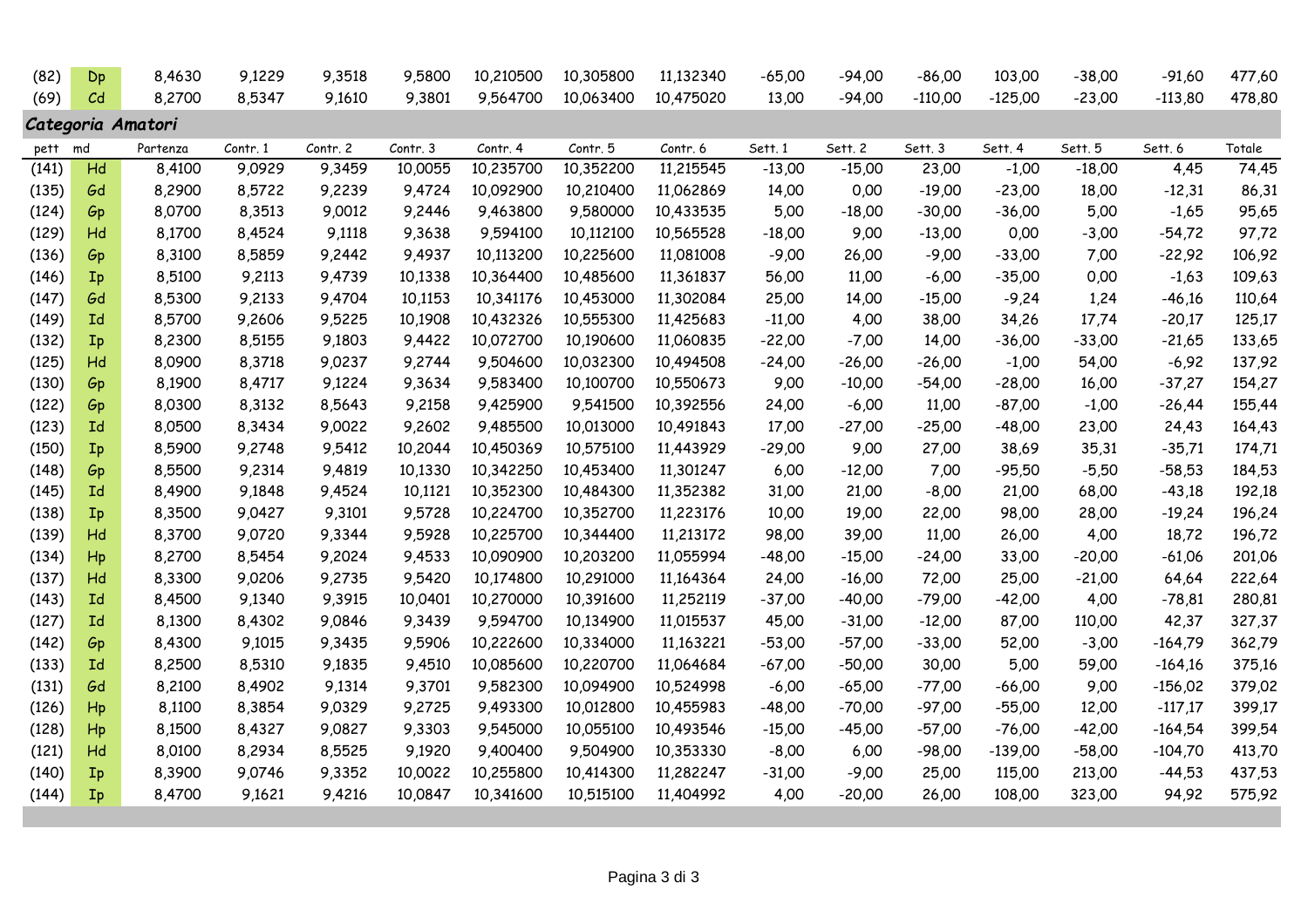| | | | | | | | | | | | | | | | |
|---|---|---|---|---|---|---|---|---|---|---|---|---|---|---|---|
| (82) | Dp | 8,4630 | 9,1229 | 9,3518 | 9,5800 | 10,210500 | 10,305800 | 11,132340 | -65,00 | -94,00 | -86,00 | 103,00 | -38,00 | -91,60 | 477,60 |
| (69) | Cd | 8,2700 | 8,5347 | 9,1610 | 9,3801 | 9,564700 | 10,063400 | 10,475020 | 13,00 | -94,00 | -110,00 | -125,00 | -23,00 | -113,80 | 478,80 |

***Categoria Amatori***

| pett | md | Partenza | Contr. 1 | Contr. 2 | Contr. 3 | Contr. 4 | Contr. 5 | Contr. 6 | Sett. 1 | Sett. 2 | Sett. 3 | Sett. 4 | Sett. 5 | Sett. 6 | Totale |
|---|---|---|---|---|---|---|---|---|---|---|---|---|---|---|---|
| (141) | Hd | 8,4100 | 9,0929 | 9,3459 | 10,0055 | 10,235700 | 10,352200 | 11,215545 | -13,00 | -15,00 | 23,00 | -1,00 | -18,00 | 4,45 | 74,45 |
| (135) | Gd | 8,2900 | 8,5722 | 9,2239 | 9,4724 | 10,092900 | 10,210400 | 11,062869 | 14,00 | 0,00 | -19,00 | -23,00 | 18,00 | -12,31 | 86,31 |
| (124) | Gp | 8,0700 | 8,3513 | 9,0012 | 9,2446 | 9,463800 | 9,580000 | 10,433535 | 5,00 | -18,00 | -30,00 | -36,00 | 5,00 | -1,65 | 95,65 |
| (129) | Hd | 8,1700 | 8,4524 | 9,1118 | 9,3638 | 9,594100 | 10,112100 | 10,565528 | -18,00 | 9,00 | -13,00 | 0,00 | -3,00 | -54,72 | 97,72 |
| (136) | Gp | 8,3100 | 8,5859 | 9,2442 | 9,4937 | 10,113200 | 10,225600 | 11,081008 | -9,00 | 26,00 | -9,00 | -33,00 | 7,00 | -22,92 | 106,92 |
| (146) | Ip | 8,5100 | 9,2113 | 9,4739 | 10,1338 | 10,364400 | 10,485600 | 11,361837 | 56,00 | 11,00 | -6,00 | -35,00 | 0,00 | -1,63 | 109,63 |
| (147) | Gd | 8,5300 | 9,2133 | 9,4704 | 10,1153 | 10,341176 | 10,453000 | 11,302084 | 25,00 | 14,00 | -15,00 | -9,24 | 1,24 | -46,16 | 110,64 |
| (149) | Id | 8,5700 | 9,2606 | 9,5225 | 10,1908 | 10,432326 | 10,555300 | 11,425683 | -11,00 | 4,00 | 38,00 | 34,26 | 17,74 | -20,17 | 125,17 |
| (132) | Ip | 8,2300 | 8,5155 | 9,1803 | 9,4422 | 10,072700 | 10,190600 | 11,060835 | -22,00 | -7,00 | 14,00 | -36,00 | -33,00 | -21,65 | 133,65 |
| (125) | Hd | 8,0900 | 8,3718 | 9,0237 | 9,2744 | 9,504600 | 10,032300 | 10,494508 | -24,00 | -26,00 | -26,00 | -1,00 | 54,00 | -6,92 | 137,92 |
| (130) | Gp | 8,1900 | 8,4717 | 9,1224 | 9,3634 | 9,583400 | 10,100700 | 10,550673 | 9,00 | -10,00 | -54,00 | -28,00 | 16,00 | -37,27 | 154,27 |
| (122) | Gp | 8,0300 | 8,3132 | 8,5643 | 9,2158 | 9,425900 | 9,541500 | 10,392556 | 24,00 | -6,00 | 11,00 | -87,00 | -1,00 | -26,44 | 155,44 |
| (123) | Id | 8,0500 | 8,3434 | 9,0022 | 9,2602 | 9,485500 | 10,013000 | 10,491843 | 17,00 | -27,00 | -25,00 | -48,00 | 23,00 | 24,43 | 164,43 |
| (150) | Ip | 8,5900 | 9,2748 | 9,5412 | 10,2044 | 10,450369 | 10,575100 | 11,443929 | -29,00 | 9,00 | 27,00 | 38,69 | 35,31 | -35,71 | 174,71 |
| (148) | Gp | 8,5500 | 9,2314 | 9,4819 | 10,1330 | 10,342250 | 10,453400 | 11,301247 | 6,00 | -12,00 | 7,00 | -95,50 | -5,50 | -58,53 | 184,53 |
| (145) | Id | 8,4900 | 9,1848 | 9,4524 | 10,1121 | 10,352300 | 10,484300 | 11,352382 | 31,00 | 21,00 | -8,00 | 21,00 | 68,00 | -43,18 | 192,18 |
| (138) | Ip | 8,3500 | 9,0427 | 9,3101 | 9,5728 | 10,224700 | 10,352700 | 11,223176 | 10,00 | 19,00 | 22,00 | 98,00 | 28,00 | -19,24 | 196,24 |
| (139) | Hd | 8,3700 | 9,0720 | 9,3344 | 9,5928 | 10,225700 | 10,344400 | 11,213172 | 98,00 | 39,00 | 11,00 | 26,00 | 4,00 | 18,72 | 196,72 |
| (134) | Hp | 8,2700 | 8,5454 | 9,2024 | 9,4533 | 10,090900 | 10,203200 | 11,055994 | -48,00 | -15,00 | -24,00 | 33,00 | -20,00 | -61,06 | 201,06 |
| (137) | Hd | 8,3300 | 9,0206 | 9,2735 | 9,5420 | 10,174800 | 10,291000 | 11,164364 | 24,00 | -16,00 | 72,00 | 25,00 | -21,00 | 64,64 | 222,64 |
| (143) | Id | 8,4500 | 9,1340 | 9,3915 | 10,0401 | 10,270000 | 10,391600 | 11,252119 | -37,00 | -40,00 | -79,00 | -42,00 | 4,00 | -78,81 | 280,81 |
| (127) | Id | 8,1300 | 8,4302 | 9,0846 | 9,3439 | 9,594700 | 10,134900 | 11,015537 | 45,00 | -31,00 | -12,00 | 87,00 | 110,00 | 42,37 | 327,37 |
| (142) | Gp | 8,4300 | 9,1015 | 9,3435 | 9,5906 | 10,222600 | 10,334000 | 11,163221 | -53,00 | -57,00 | -33,00 | 52,00 | -3,00 | -164,79 | 362,79 |
| (133) | Id | 8,2500 | 8,5310 | 9,1835 | 9,4510 | 10,085600 | 10,220700 | 11,064684 | -67,00 | -50,00 | 30,00 | 5,00 | 59,00 | -164,16 | 375,16 |
| (131) | Gd | 8,2100 | 8,4902 | 9,1314 | 9,3701 | 9,582300 | 10,094900 | 10,524998 | -6,00 | -65,00 | -77,00 | -66,00 | 9,00 | -156,02 | 379,02 |
| (126) | Hp | 8,1100 | 8,3854 | 9,0329 | 9,2725 | 9,493300 | 10,012800 | 10,455983 | -48,00 | -70,00 | -97,00 | -55,00 | 12,00 | -117,17 | 399,17 |
| (128) | Hp | 8,1500 | 8,4327 | 9,0827 | 9,3303 | 9,545000 | 10,055100 | 10,493546 | -15,00 | -45,00 | -57,00 | -76,00 | -42,00 | -164,54 | 399,54 |
| (121) | Hd | 8,0100 | 8,2934 | 8,5525 | 9,1920 | 9,400400 | 9,504900 | 10,353330 | -8,00 | 6,00 | -98,00 | -139,00 | -58,00 | -104,70 | 413,70 |
| (140) | Ip | 8,3900 | 9,0746 | 9,3352 | 10,0022 | 10,255800 | 10,414300 | 11,282247 | -31,00 | -9,00 | 25,00 | 115,00 | 213,00 | -44,53 | 437,53 |
| (144) | Ip | 8,4700 | 9,1621 | 9,4216 | 10,0847 | 10,341600 | 10,515100 | 11,404992 | 4,00 | -20,00 | 26,00 | 108,00 | 323,00 | 94,92 | 575,92 |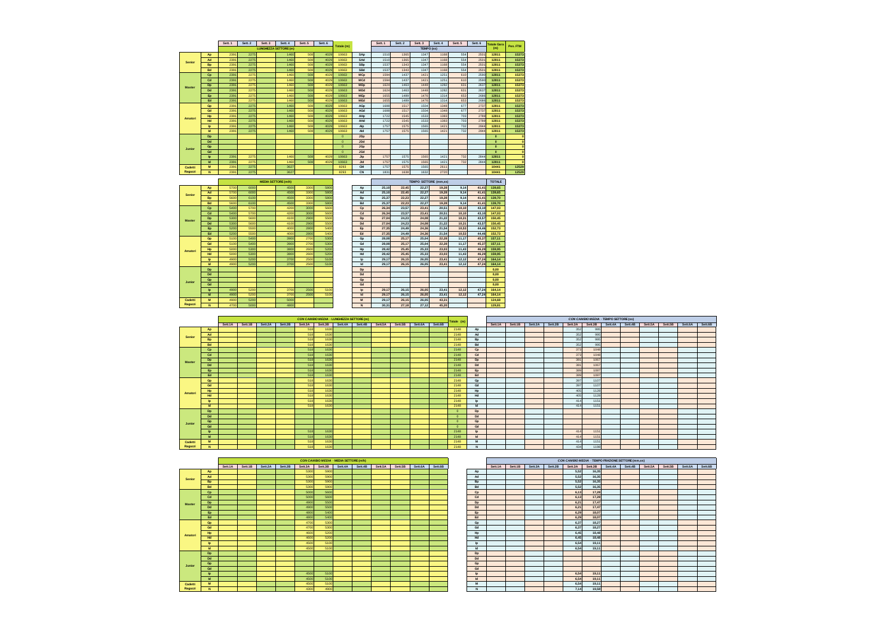| | | Sett. 1 | Sett. 2 | Sett. 3 | Sett. 4 | Sett. 5 | Sett. 6 | Totale (m) | | Sett. 1 | Sett. 2 | Sett. 3 | Sett. 4 | Sett. 5 | Sett. 6 | Totale Gara (m) | Pen. FTM |
|---|---|---|---|---|---|---|---|---|---|---|---|---|---|---|---|---|---|
| | | LUNGHEZZA SETTORE (m) | | | | | | | | TEMPO (ss) | | | | | | | |
| Senior | Ap | 2391 | 2275 | | 1460 | 508 | 4029 | 10663 | SAp | 1510 | 1365 | 1347 | 1168 | 554 | 2503 | 12811 | 15373 |
| | Ad | 2391 | 2275 | | 1460 | 508 | 4029 | 10663 | SAd | 1510 | 1365 | 1347 | 1168 | 554 | 2503 | 12811 | 15373 |
| | Bp | 2391 | 2275 | | 1460 | 508 | 4029 | 10663 | SBp | 1537 | 1343 | 1347 | 1168 | 554 | 2503 | 12811 | 15373 |
| | Bd | 2391 | 2275 | | 1460 | 508 | 4029 | 10663 | SBd | 1537 | 1343 | 1347 | 1168 | 554 | 2503 | 12811 | 15373 |
| Master | Cp | 2391 | 2275 | | 1460 | 508 | 4029 | 10663 | MCp | 1594 | 1437 | 1421 | 1251 | 610 | 2590 | 12811 | 15373 |
| | Cd | 2391 | 2275 | | 1460 | 508 | 4029 | 10663 | MCd | 1594 | 1437 | 1421 | 1251 | 610 | 2590 | 12811 | 15373 |
| | Dp | 2391 | 2275 | | 1460 | 508 | 4029 | 10663 | MDp | 1624 | 1463 | 1448 | 1282 | 631 | 2637 | 12811 | 15373 |
| | Dd | 2391 | 2275 | | 1460 | 508 | 4029 | 10663 | MDd | 1624 | 1463 | 1448 | 1282 | 631 | 2637 | 12811 | 15373 |
| | Ep | 2391 | 2275 | | 1460 | 508 | 4029 | 10663 | MEp | 1655 | 1489 | 1476 | 1314 | 653 | 2686 | 12811 | 15373 |
| | Ed | 2391 | 2275 | | 1460 | 508 | 4029 | 10663 | MEd | 1655 | 1489 | 1476 | 1314 | 653 | 2686 | 12811 | 15373 |
| Amatori | Gp | 2391 | 2275 | | 1460 | 508 | 4029 | 10663 | AGp | 1688 | 1517 | 1504 | 1348 | 677 | 2737 | 12811 | 15373 |
| | Gd | 2391 | 2275 | | 1460 | 508 | 4029 | 10663 | AGd | 1688 | 1517 | 1504 | 1348 | 677 | 2737 | 12811 | 15373 |
| | Hp | 2391 | 2275 | | 1460 | 508 | 4029 | 10663 | AHp | 1722 | 1545 | 1533 | 1383 | 703 | 2788 | 12811 | 15373 |
| | Hd | 2391 | 2275 | | 1460 | 508 | 4029 | 10663 | AHd | 1722 | 1545 | 1533 | 1383 | 703 | 2788 | 12811 | 15373 |
| | Ip | 2391 | 2275 | | 1460 | 508 | 4029 | 10663 | AIp | 1757 | 1575 | 1565 | 1421 | 732 | 2844 | 12811 | 15373 |
| | Id | 2391 | 2275 | | 1460 | 508 | 4029 | 10663 | AId | 1757 | 1575 | 1565 | 1421 | 732 | 2844 | 12811 | 15373 |
| Junior | Dp | | | | | | | 0 | JDp | | | | | | | 0 | 0 |
| | Dd | | | | | | | 0 | JDd | | | | | | | 0 | 0 |
| | Gp | | | | | | | 0 | JGp | | | | | | | 0 | 0 |
| | Gd | | | | | | | 0 | JGd | | | | | | | 0 | 0 |
| | Ip | 2391 | 2275 | | 1460 | 508 | 4029 | 10663 | JIp | 1757 | 1575 | 1565 | 1421 | 732 | 2844 | 12811 | 0 |
| | Id | 2391 | 2275 | | 1460 | 508 | 4029 | 10663 | JId | 1757 | 1575 | 1565 | 1421 | 732 | 2844 | 12811 | 0 |
| Cadetti | M | 2391 | 2275 | | 3627 | | | 8293 | CM | 1757 | 1575 | 1565 | 2611 | | | 10441 | 12529 |
| Ragazzi | N | 2391 | 2275 | | 3627 | | | 8293 | CN | 1831 | 1638 | 1632 | 2720 | | | 10441 | 12529 |

| | | MEDIA SETTORE (m/h) | | | | | | | TEMPO SETTORE (mm,ss) | | | | | | TOTALE |
|---|---|---|---|---|---|---|---|---|---|---|---|---|---|---|---|
| Senior | Ap | 5700 | 6000 | | 4500 | 3300 | 5800 | Ap | 25,10 | 22,45 | 22,27 | 19,28 | 9,14 | 41,43 | 139,65 |
| | Ad | 5700 | 6000 | | 4500 | 3300 | 5800 | Ad | 25,10 | 22,45 | 22,27 | 19,28 | 9,14 | 41,43 | 139,65 |
| | Bp | 5600 | 6100 | | 4500 | 3300 | 5800 | Bp | 25,37 | 22,23 | 22,27 | 19,28 | 9,14 | 41,43 | 139,70 |
| | Bd | 5600 | 6100 | | 4500 | 3300 | 5800 | Bd | 25,37 | 22,23 | 22,27 | 19,28 | 9,14 | 41,43 | 139,70 |
| Master | Cp | 5400 | 5700 | | 4200 | 3000 | 5600 | Cp | 26,34 | 23,57 | 23,41 | 20,51 | 10,10 | 43,10 | 147,03 |
| | Cd | 5400 | 5700 | | 4200 | 3000 | 5600 | Cd | 26,34 | 23,57 | 23,41 | 20,51 | 10,10 | 43,10 | 147,03 |
| | Dp | 5300 | 5600 | | 4100 | 2900 | 5500 | Dp | 27,04 | 24,23 | 24,08 | 21,22 | 10,31 | 43,57 | 150,45 |
| | Dd | 5300 | 5600 | | 4100 | 2900 | 5500 | Dd | 27,04 | 24,23 | 24,08 | 21,22 | 10,31 | 43,57 | 150,45 |
| | Ep | 5200 | 5500 | | 4000 | 2800 | 5400 | Ep | 27,35 | 24,49 | 24,36 | 21,54 | 10,53 | 44,46 | 152,73 |
| | Ed | 5200 | 5500 | | 4000 | 2800 | 5400 | Ed | 27,35 | 24,49 | 24,36 | 21,54 | 10,53 | 44,46 | 152,73 |
| Amatori | Gp | 5100 | 5400 | | 3900 | 2700 | 5300 | Gp | 28,08 | 25,17 | 25,04 | 22,28 | 11,17 | 45,37 | 157,11 |
| | Gd | 5100 | 5400 | | 3900 | 2700 | 5300 | Gd | 28,08 | 25,17 | 25,04 | 22,28 | 11,17 | 45,37 | 157,11 |
| | Hp | 5000 | 5300 | | 3800 | 2600 | 5200 | Hp | 28,42 | 25,45 | 25,33 | 23,03 | 11,43 | 46,29 | 159,95 |
| | Hd | 5000 | 5300 | | 3800 | 2600 | 5200 | Hd | 28,42 | 25,45 | 25,33 | 23,03 | 11,43 | 46,29 | 159,95 |
| | Ip | 4900 | 5200 | | 3700 | 2500 | 5100 | Ip | 29,17 | 26,15 | 26,05 | 23,41 | 12,12 | 47,24 | 164,14 |
| | Id | 4900 | 5200 | | 3700 | 2500 | 5100 | Id | 29,17 | 26,15 | 26,05 | 23,41 | 12,12 | 47,24 | 164,14 |
| Junior | Dp | | | | | | | Dp | | | | | | | 0,00 |
| | Dd | | | | | | | Dd | | | | | | | 0,00 |
| | Gp | | | | | | | Gp | | | | | | | 0,00 |
| | Gd | | | | | | | Gd | | | | | | | 0,00 |
| | Ip | 4900 | 5200 | | 3700 | 2500 | 5100 | Ip | 29,17 | 26,15 | 26,05 | 23,41 | 12,12 | 47,24 | 164,14 |
| | Id | 4900 | 5200 | | 3700 | 2500 | 5100 | Id | 29,17 | 26,15 | 26,05 | 23,41 | 12,12 | 47,24 | 164,14 |
| Cadetti | M | 4900 | 5200 | | 5000 | | | M | 29,17 | 26,15 | 26,05 | 43,31 | | | 124,68 |
| Ragazzi | N | 4700 | 5000 | | 4800 | | | N | 30,31 | 27,18 | 27,12 | 45,20 | | | 129,81 |

| | | CON CAMBIO MEDIA - LUNGHEZZA SETTORE (m) | | | | | | | | | | | | | | CON CAMBIO MEDIA - TEMPO SETTORE (ss) | | | | | | | | | | | |
|---|---|---|---|---|---|---|---|---|---|---|---|---|---|---|---|---|---|---|---|---|---|---|---|---|---|---|---|
| | | Sett.1A | Sett.1B | Sett.2A | Sett.2B | Sett.3A | Sett.3B | Sett.4A | Sett.4B | Sett.5A | Sett.5B | Sett.6A | Sett.6B | Totale (m) | | Sett.1A | Sett.1B | Sett.2A | Sett.2B | Sett.3A | Sett.3B | Sett.4A | Sett.4B | Sett.5A | Sett.5B | Sett.6A | Sett.6B |
| Senior | Ap | | | | | 518 | 1630 | | | | | | | 2148 | Ap | | | | | 352 | 995 | | | | | | |
| | Ad | | | | | 518 | 1630 | | | | | | | 2148 | Ad | | | | | 352 | 995 | | | | | | |
| | Bp | | | | | 518 | 1630 | | | | | | | 2148 | Bp | | | | | 352 | 995 | | | | | | |
| | Bd | | | | | 518 | 1630 | | | | | | | 2148 | Bd | | | | | 352 | 995 | | | | | | |
| Master | Cp | | | | | 518 | 1630 | | | | | | | 2148 | Cp | | | | | 373 | 1048 | | | | | | |
| | Cd | | | | | 518 | 1630 | | | | | | | 2148 | Cd | | | | | 373 | 1048 | | | | | | |
| | Dp | | | | | 518 | 1630 | | | | | | | 2148 | Dp | | | | | 381 | 1067 | | | | | | |
| | Dd | | | | | 518 | 1630 | | | | | | | 2148 | Dd | | | | | 381 | 1067 | | | | | | |
| | Ep | | | | | 518 | 1630 | | | | | | | 2148 | Ep | | | | | 389 | 1087 | | | | | | |
| | Ed | | | | | 518 | 1630 | | | | | | | 2148 | Ed | | | | | 389 | 1087 | | | | | | |
| Amatori | Gp | | | | | 518 | 1630 | | | | | | | 2148 | Gp | | | | | 397 | 1107 | | | | | | |
| | Gd | | | | | 518 | 1630 | | | | | | | 2148 | Gd | | | | | 397 | 1107 | | | | | | |
| | Hp | | | | | 518 | 1630 | | | | | | | 2148 | Hp | | | | | 405 | 1128 | | | | | | |
| | Hd | | | | | 518 | 1630 | | | | | | | 2148 | Hd | | | | | 405 | 1128 | | | | | | |
| | Ip | | | | | 518 | 1630 | | | | | | | 2148 | Ip | | | | | 414 | 1151 | | | | | | |
| | Id | | | | | 518 | 1630 | | | | | | | 2148 | Id | | | | | 414 | 1151 | | | | | | |
| Junior | Dp | | | | | | | | | | | | | 0 | Dp | | | | | | | | | | | | |
| | Dd | | | | | | | | | | | | | 0 | Dd | | | | | | | | | | | | |
| | Gp | | | | | | | | | | | | | 0 | Gp | | | | | | | | | | | | |
| | Gd | | | | | | | | | | | | | 0 | Gd | | | | | | | | | | | | |
| | Ip | | | | | 518 | 1630 | | | | | | | 2148 | Ip | | | | | 414 | 1151 | | | | | | |
| | Id | | | | | 518 | 1630 | | | | | | | 2148 | Id | | | | | 414 | 1151 | | | | | | |
| Cadetti | M | | | | | 518 | 1630 | | | | | | | 2148 | M | | | | | 414 | 1151 | | | | | | |
| Ragazzi | N | | | | | 518 | 1630 | | | | | | | 2148 | N | | | | | 434 | 1198 | | | | | | |

| | | CON CAMBIO MEDIA - MEDIA SETTORE (m/h) | | | | | | | | | | | | | CON CAMBIO MEDIA - TEMPO FRAZIONE SETTORE (mm,ss) | | | | | | | | | | | |
|---|---|---|---|---|---|---|---|---|---|---|---|---|---|---|---|---|---|---|---|---|---|---|---|---|---|---|
| | | Sett.1A | Sett.1B | Sett.2A | Sett.2B | Sett.3A | Sett.3B | Sett.4A | Sett.4B | Sett.5A | Sett.5B | Sett.6A | Sett.6B | | Sett.1A | Sett.1B | Sett.2A | Sett.2B | Sett.3A | Sett.3B | Sett.4A | Sett.4B | Sett.5A | Sett.5B | Sett.6A | Sett.6B |
| Senior | Ap | | | | | 5300 | 5900 | | | | | | | Ap | | | | | 5,52 | 16,35 | | | | | | |
| | Ad | | | | | 5300 | 5900 | | | | | | | Ad | | | | | 5,52 | 16,35 | | | | | | |
| | Bp | | | | | 5300 | 5900 | | | | | | | Bp | | | | | 5,52 | 16,35 | | | | | | |
| | Bd | | | | | 5300 | 5900 | | | | | | | Bd | | | | | 5,52 | 16,35 | | | | | | |
| Master | Cp | | | | | 5000 | 5600 | | | | | | | Cp | | | | | 6,13 | 17,28 | | | | | | |
| | Cd | | | | | 5000 | 5600 | | | | | | | Cd | | | | | 6,13 | 17,28 | | | | | | |
| | Dp | | | | | 4900 | 5500 | | | | | | | Dp | | | | | 6,21 | 17,47 | | | | | | |
| | Dd | | | | | 4900 | 5500 | | | | | | | Dd | | | | | 6,21 | 17,47 | | | | | | |
| | Ep | | | | | 4800 | 5400 | | | | | | | Ep | | | | | 6,29 | 18,07 | | | | | | |
| | Ed | | | | | 4800 | 5400 | | | | | | | Ed | | | | | 6,29 | 18,07 | | | | | | |
| Amatori | Gp | | | | | 4700 | 5300 | | | | | | | Gp | | | | | 6,37 | 18,27 | | | | | | |
| | Gd | | | | | 4700 | 5300 | | | | | | | Gd | | | | | 6,37 | 18,27 | | | | | | |
| | Hp | | | | | 4600 | 5200 | | | | | | | Hp | | | | | 6,45 | 18,48 | | | | | | |
| | Hd | | | | | 4600 | 5200 | | | | | | | Hd | | | | | 6,45 | 18,48 | | | | | | |
| | Ip | | | | | 4500 | 5100 | | | | | | | Ip | | | | | 6,54 | 19,11 | | | | | | |
| | Id | | | | | 4500 | 5100 | | | | | | | Id | | | | | 6,54 | 19,11 | | | | | | |
| Junior | Dp | | | | | | | | | | | | | Dp | | | | | | | | | | | | |
| | Dd | | | | | | | | | | | | | Dd | | | | | | | | | | | | |
| | Gp | | | | | | | | | | | | | Gp | | | | | | | | | | | | |
| | Gd | | | | | | | | | | | | | Gd | | | | | | | | | | | | |
| | Ip | | | | | 4500 | 5100 | | | | | | | Ip | | | | | 6,54 | 19,11 | | | | | | |
| | Id | | | | | 4500 | 5100 | | | | | | | Id | | | | | 6,54 | 19,11 | | | | | | |
| Cadetti | M | | | | | 4500 | 5100 | | | | | | | M | | | | | 6,54 | 19,11 | | | | | | |
| Ragazzi | N | | | | | 4300 | 4900 | | | | | | | N | | | | | 7,14 | 19,58 | | | | | | |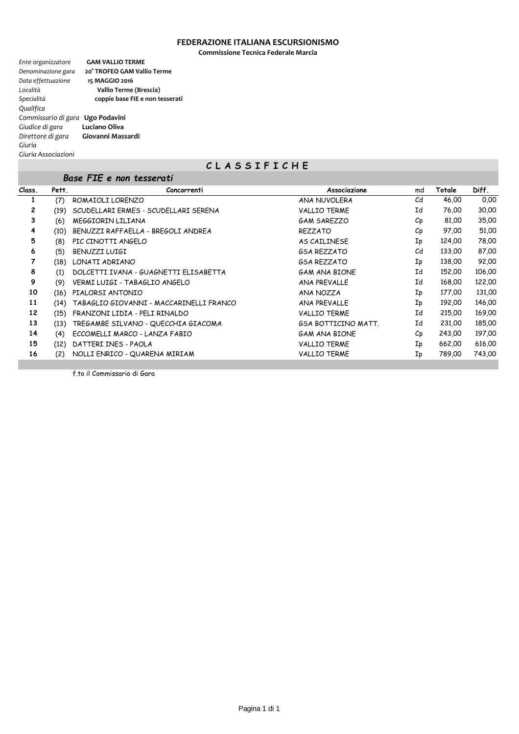**FEDERAZIONE ITALIANA ESCURSIONISMO**

**Commissione Tecnica Federale Marcia**

*Ente organizzatore* **GAM VALLIO TERME**
*Denominazione gara* **20° TROFEO GAM Vallio Terme**
*Data effettuazione* **15 MAGGIO 2016**
*Località* **Vallio Terme (Brescia)**
*Specialità* **coppie base FIE e non tesserati**
*Qualifica*
*Commissario di gara* **Ugo Podavini**
*Giudice di gara* **Luciano Oliva**
*Direttore di gara* **Giovanni Massardi**
*Giuria*
*Giuria Associazioni*

## C L A S S I F I C H E

### *Base FIE e non tesserati*

| Class. | Pett. | Concorrenti | Associazione | md | Totale | Diff. |
|---|---|---|---|---|---|---|
| 1 | (7) | ROMAIOLI LORENZO | ANA NUVOLERA | Cd | 46,00 | 0,00 |
| 2 | (19) | SCUDELLARI ERMES - SCUDELLARI SERENA | VALLIO TERME | Id | 76,00 | 30,00 |
| 3 | (6) | MEGGIORIN LILIANA | GAM SAREZZO | Cp | 81,00 | 35,00 |
| 4 | (10) | BENUZZI RAFFAELLA - BREGOLI ANDREA | REZZATO | Cp | 97,00 | 51,00 |
| 5 | (8) | PIC CINOTTI ANGELO | AS CAILINESE | Ip | 124,00 | 78,00 |
| 6 | (5) | BENUZZI LUIGI | GSA REZZATO | Cd | 133,00 | 87,00 |
| 7 | (18) | LONATI ADRIANO | GSA REZZATO | Ip | 138,00 | 92,00 |
| 8 | (1) | DOLCETTI IVANA - GUAGNETTI ELISABETTA | GAM ANA BIONE | Id | 152,00 | 106,00 |
| 9 | (9) | VERMI LUIGI - TABAGLIO ANGELO | ANA PREVALLE | Id | 168,00 | 122,00 |
| 10 | (16) | PIALORSI ANTONIO | ANA NOZZA | Ip | 177,00 | 131,00 |
| 11 | (14) | TABAGLIO GIOVANNI - MACCARINELLI FRANCO | ANA PREVALLE | Ip | 192,00 | 146,00 |
| 12 | (15) | FRANZONI LIDIA - PELI RINALDO | VALLIO TERME | Id | 215,00 | 169,00 |
| 13 | (13) | TREGAMBE SILVANO - QUECCHIA GIACOMA | GSA BOTTICINO MATT. | Id | 231,00 | 185,00 |
| 14 | (4) | ECCOMELLI MARCO - LANZA FABIO | GAM ANA BIONE | Cp | 243,00 | 197,00 |
| 15 | (12) | DATTERI INES - PAOLA | VALLIO TERME | Ip | 662,00 | 616,00 |
| 16 | (2) | NOLLI ENRICO - QUARENA MIRIAM | VALLIO TERME | Ip | 789,00 | 743,00 |

f.to il Commissario di Gara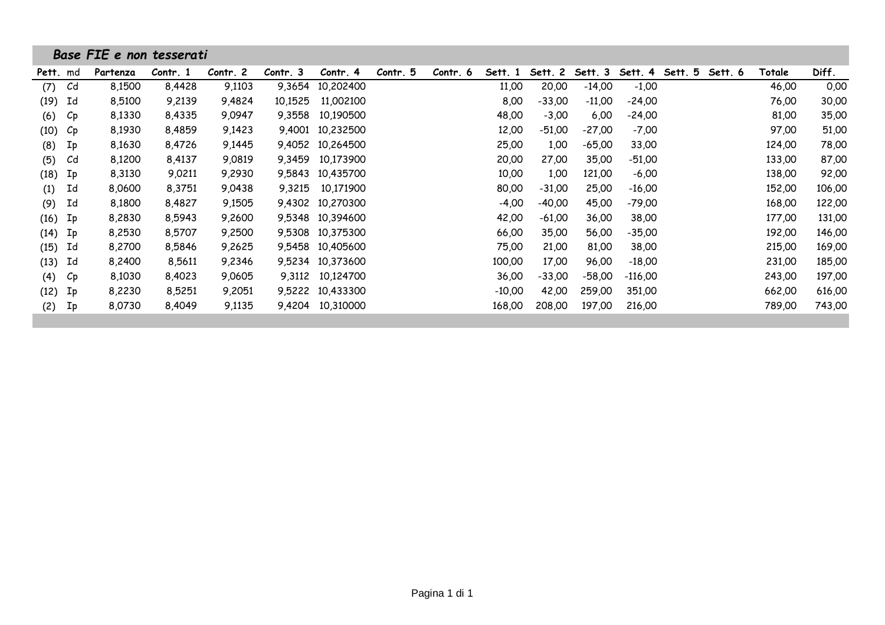## *Base FIE e non tesserati*

| Pett. | md | Partenza | Contr. 1 | Contr. 2 | Contr. 3 | Contr. 4 | Contr. 5 | Contr. 6 | Sett. 1 | Sett. 2 | Sett. 3 | Sett. 4 | Sett. 5 | Sett. 6 | Totale | Diff. |
|---|---|---|---|---|---|---|---|---|---|---|---|---|---|---|---|---|
| (7) | Cd | 8,1500 | 8,4428 | 9,1103 | 9,3654 | 10,202400 | | | 11,00 | 20,00 | -14,00 | -1,00 | | | 46,00 | 0,00 |
| (19) | Id | 8,5100 | 9,2139 | 9,4824 | 10,1525 | 11,002100 | | | 8,00 | -33,00 | -11,00 | -24,00 | | | 76,00 | 30,00 |
| (6) | Cp | 8,1330 | 8,4335 | 9,0947 | 9,3558 | 10,190500 | | | 48,00 | -3,00 | 6,00 | -24,00 | | | 81,00 | 35,00 |
| (10) | Cp | 8,1930 | 8,4859 | 9,1423 | 9,4001 | 10,232500 | | | 12,00 | -51,00 | -27,00 | -7,00 | | | 97,00 | 51,00 |
| (8) | Ip | 8,1630 | 8,4726 | 9,1445 | 9,4052 | 10,264500 | | | 25,00 | 1,00 | -65,00 | 33,00 | | | 124,00 | 78,00 |
| (5) | Cd | 8,1200 | 8,4137 | 9,0819 | 9,3459 | 10,173900 | | | 20,00 | 27,00 | 35,00 | -51,00 | | | 133,00 | 87,00 |
| (18) | Ip | 8,3130 | 9,0211 | 9,2930 | 9,5843 | 10,435700 | | | 10,00 | 1,00 | 121,00 | -6,00 | | | 138,00 | 92,00 |
| (1) | Id | 8,0600 | 8,3751 | 9,0438 | 9,3215 | 10,171900 | | | 80,00 | -31,00 | 25,00 | -16,00 | | | 152,00 | 106,00 |
| (9) | Id | 8,1800 | 8,4827 | 9,1505 | 9,4302 | 10,270300 | | | -4,00 | -40,00 | 45,00 | -79,00 | | | 168,00 | 122,00 |
| (16) | Ip | 8,2830 | 8,5943 | 9,2600 | 9,5348 | 10,394600 | | | 42,00 | -61,00 | 36,00 | 38,00 | | | 177,00 | 131,00 |
| (14) | Ip | 8,2530 | 8,5707 | 9,2500 | 9,5308 | 10,375300 | | | 66,00 | 35,00 | 56,00 | -35,00 | | | 192,00 | 146,00 |
| (15) | Id | 8,2700 | 8,5846 | 9,2625 | 9,5458 | 10,405600 | | | 75,00 | 21,00 | 81,00 | 38,00 | | | 215,00 | 169,00 |
| (13) | Id | 8,2400 | 8,5611 | 9,2346 | 9,5234 | 10,373600 | | | 100,00 | 17,00 | 96,00 | -18,00 | | | 231,00 | 185,00 |
| (4) | Cp | 8,1030 | 8,4023 | 9,0605 | 9,3112 | 10,124700 | | | 36,00 | -33,00 | -58,00 | -116,00 | | | 243,00 | 197,00 |
| (12) | Ip | 8,2230 | 8,5251 | 9,2051 | 9,5222 | 10,433300 | | | -10,00 | 42,00 | 259,00 | 351,00 | | | 662,00 | 616,00 |
| (2) | Ip | 8,0730 | 8,4049 | 9,1135 | 9,4204 | 10,310000 | | | 168,00 | 208,00 | 197,00 | 216,00 | | | 789,00 | 743,00 |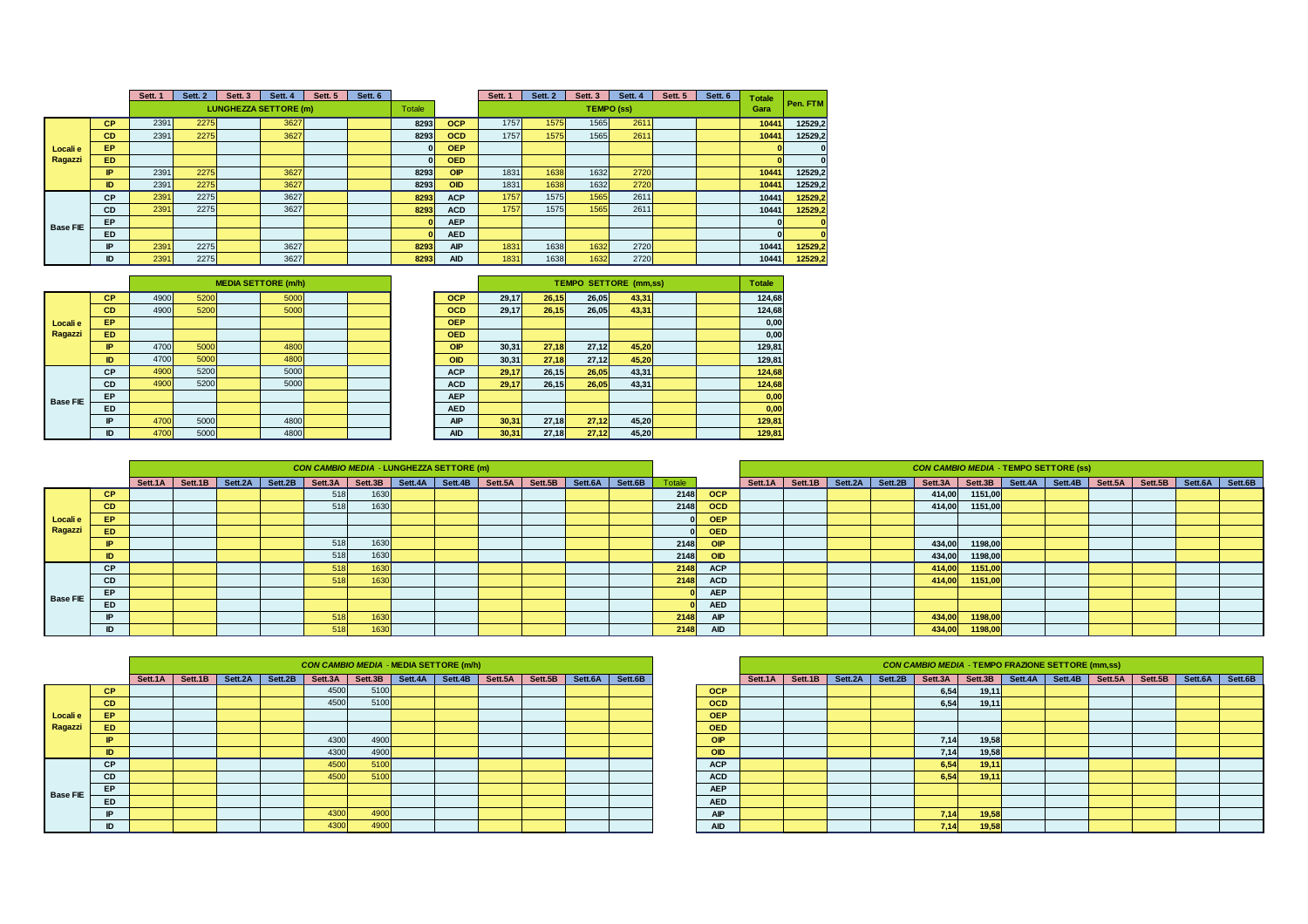| | | Sett. 1 | Sett. 2 | Sett. 3 | Sett. 4 | Sett. 5 | Sett. 6 | | | Sett. 1 | Sett. 2 | Sett. 3 | Sett. 4 | Sett. 5 | Sett. 6 | Totale Gara | Pen. FTM |
|---|---|---|---|---|---|---|---|---|---|---|---|---|---|---|---|---|---|
| | | LUNGHEZZA SETTORE (m) | | | | | | Totale | | TEMPO (ss) | | | | | | | |
| Locali e Ragazzi | CP | 2391 | 2275 | | 3627 | | | 8293 | OCP | 1757 | 1575 | 1565 | 2611 | | | 10441 | 12529,2 |
| | CD | 2391 | 2275 | | 3627 | | | 8293 | OCD | 1757 | 1575 | 1565 | 2611 | | | 10441 | 12529,2 |
| | EP | | | | | | | 0 | OEP | | | | | | | 0 | 0 |
| | ED | | | | | | | 0 | OED | | | | | | | 0 | 0 |
| | IP | 2391 | 2275 | | 3627 | | | 8293 | OIP | 1831 | 1638 | 1632 | 2720 | | | 10441 | 12529,2 |
| | ID | 2391 | 2275 | | 3627 | | | 8293 | OID | 1831 | 1638 | 1632 | 2720 | | | 10441 | 12529,2 |
| Base FIE | CP | 2391 | 2275 | | 3627 | | | 8293 | ACP | 1757 | 1575 | 1565 | 2611 | | | 10441 | 12529,2 |
| | CD | 2391 | 2275 | | 3627 | | | 8293 | ACD | 1757 | 1575 | 1565 | 2611 | | | 10441 | 12529,2 |
| | EP | | | | | | | 0 | AEP | | | | | | | 0 | 0 |
| | ED | | | | | | | 0 | AED | | | | | | | 0 | 0 |
| | IP | 2391 | 2275 | | 3627 | | | 8293 | AIP | 1831 | 1638 | 1632 | 2720 | | | 10441 | 12529,2 |
| | ID | 2391 | 2275 | | 3627 | | | 8293 | AID | 1831 | 1638 | 1632 | 2720 | | | 10441 | 12529,2 |

| | | MEDIA SETTORE (m/h) | | | | | | | TEMPO SETTORE (mm,ss) | | | | | | Totale |
|---|---|---|---|---|---|---|---|---|---|---|---|---|---|---|---|
| Locali e Ragazzi | CP | 4900 | 5200 | | 5000 | | | OCP | 29,17 | 26,15 | 26,05 | 43,31 | | | 124,68 |
| | CD | 4900 | 5200 | | 5000 | | | OCD | 29,17 | 26,15 | 26,05 | 43,31 | | | 124,68 |
| | EP | | | | | | | OEP | | | | | | | 0,00 |
| | ED | | | | | | | OED | | | | | | | 0,00 |
| | IP | 4700 | 5000 | | 4800 | | | OIP | 30,31 | 27,18 | 27,12 | 45,20 | | | 129,81 |
| | ID | 4700 | 5000 | | 4800 | | | OID | 30,31 | 27,18 | 27,12 | 45,20 | | | 129,81 |
| Base FIE | CP | 4900 | 5200 | | 5000 | | | ACP | 29,17 | 26,15 | 26,05 | 43,31 | | | 124,68 |
| | CD | 4900 | 5200 | | 5000 | | | ACD | 29,17 | 26,15 | 26,05 | 43,31 | | | 124,68 |
| | EP | | | | | | | AEP | | | | | | | 0,00 |
| | ED | | | | | | | AED | | | | | | | 0,00 |
| | IP | 4700 | 5000 | | 4800 | | | AIP | 30,31 | 27,18 | 27,12 | 45,20 | | | 129,81 |
| | ID | 4700 | 5000 | | 4800 | | | AID | 30,31 | 27,18 | 27,12 | 45,20 | | | 129,81 |

| | | *CON CAMBIO MEDIA* - LUNGHEZZA SETTORE (m) | | | | | | | | | | | | | |
|---|---|---|---|---|---|---|---|---|---|---|---|---|---|---|---|
| | | Sett.1A | Sett.1B | Sett.2A | Sett.2B | Sett.3A | Sett.3B | Sett.4A | Sett.4B | Sett.5A | Sett.5B | Sett.6A | Sett.6B | Totale | |
| Locali e Ragazzi | CP | | | | | 518 | 1630 | | | | | | | 2148 | OCP |
| | CD | | | | | 518 | 1630 | | | | | | | 2148 | OCD |
| | EP | | | | | | | | | | | | | 0 | OEP |
| | ED | | | | | | | | | | | | | 0 | OED |
| | IP | | | | | 518 | 1630 | | | | | | | 2148 | OIP |
| | ID | | | | | 518 | 1630 | | | | | | | 2148 | OID |
| Base FIE | CP | | | | | 518 | 1630 | | | | | | | 2148 | ACP |
| | CD | | | | | 518 | 1630 | | | | | | | 2148 | ACD |
| | EP | | | | | | | | | | | | | 0 | AEP |
| | ED | | | | | | | | | | | | | 0 | AED |
| | IP | | | | | 518 | 1630 | | | | | | | 2148 | AIP |
| | ID | | | | | 518 | 1630 | | | | | | | 2148 | AID |

| | *CON CAMBIO MEDIA* - TEMPO SETTORE (ss) | | | | | | | | | | | |
|---|---|---|---|---|---|---|---|---|---|---|---|---|
| | Sett.1A | Sett.1B | Sett.2A | Sett.2B | Sett.3A | Sett.3B | Sett.4A | Sett.4B | Sett.5A | Sett.5B | Sett.6A | Sett.6B |
| OCP | | | | | 414,00 | 1151,00 | | | | | | |
| OCD | | | | | 414,00 | 1151,00 | | | | | | |
| OEP | | | | | | | | | | | | |
| OED | | | | | | | | | | | | |
| OIP | | | | | 434,00 | 1198,00 | | | | | | |
| OID | | | | | 434,00 | 1198,00 | | | | | | |
| ACP | | | | | 414,00 | 1151,00 | | | | | | |
| ACD | | | | | 414,00 | 1151,00 | | | | | | |
| AEP | | | | | | | | | | | | |
| AED | | | | | | | | | | | | |
| AIP | | | | | 434,00 | 1198,00 | | | | | | |
| AID | | | | | 434,00 | 1198,00 | | | | | | |

| | | *CON CAMBIO MEDIA* - MEDIA SETTORE (m/h) | | | | | | | | | | | |
|---|---|---|---|---|---|---|---|---|---|---|---|---|---|
| | | Sett.1A | Sett.1B | Sett.2A | Sett.2B | Sett.3A | Sett.3B | Sett.4A | Sett.4B | Sett.5A | Sett.5B | Sett.6A | Sett.6B |
| Locali e Ragazzi | CP | | | | | 4500 | 5100 | | | | | | |
| | CD | | | | | 4500 | 5100 | | | | | | |
| | EP | | | | | | | | | | | | |
| | ED | | | | | | | | | | | | |
| | IP | | | | | 4300 | 4900 | | | | | | |
| | ID | | | | | 4300 | 4900 | | | | | | |
| Base FIE | CP | | | | | 4500 | 5100 | | | | | | |
| | CD | | | | | 4500 | 5100 | | | | | | |
| | EP | | | | | | | | | | | | |
| | ED | | | | | | | | | | | | |
| | IP | | | | | 4300 | 4900 | | | | | | |
| | ID | | | | | 4300 | 4900 | | | | | | |

| | *CON CAMBIO MEDIA* - TEMPO FRAZIONE SETTORE (mm,ss) | | | | | | | | | | | |
|---|---|---|---|---|---|---|---|---|---|---|---|---|
| | Sett.1A | Sett.1B | Sett.2A | Sett.2B | Sett.3A | Sett.3B | Sett.4A | Sett.4B | Sett.5A | Sett.5B | Sett.6A | Sett.6B |
| OCP | | | | | 6,54 | 19,11 | | | | | | |
| OCD | | | | | 6,54 | 19,11 | | | | | | |
| OEP | | | | | | | | | | | | |
| OED | | | | | | | | | | | | |
| OIP | | | | | 7,14 | 19,58 | | | | | | |
| OID | | | | | 7,14 | 19,58 | | | | | | |
| ACP | | | | | 6,54 | 19,11 | | | | | | |
| ACD | | | | | 6,54 | 19,11 | | | | | | |
| AEP | | | | | | | | | | | | |
| AED | | | | | | | | | | | | |
| AIP | | | | | 7,14 | 19,58 | | | | | | |
| AID | | | | | 7,14 | 19,58 | | | | | | |